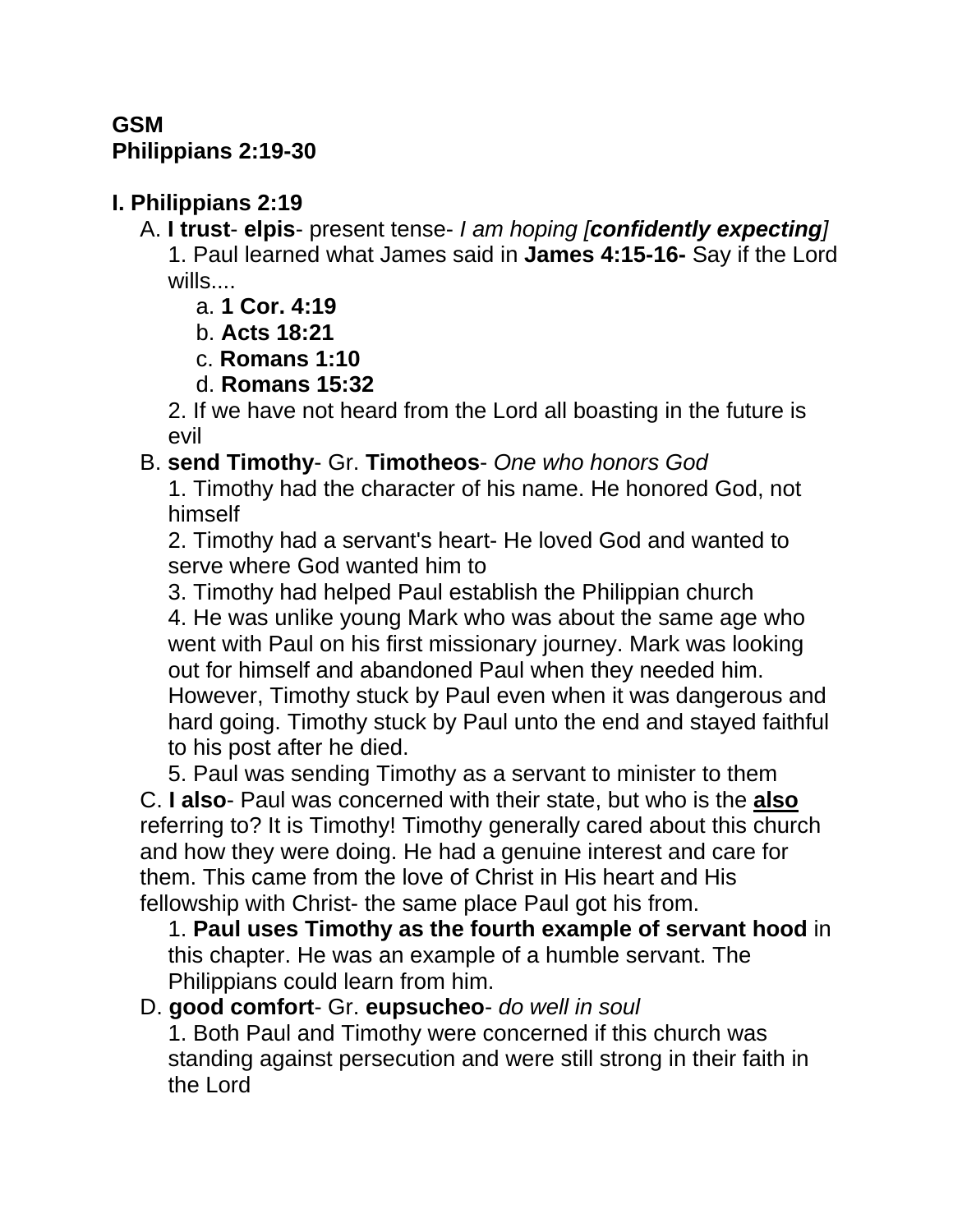**GSM**
**Philippians 2:19-30**

## I. Philippians 2:19

A. **I trust**- **elpis**- present tense- *I am hoping [**confidently expecting**]*

1. Paul learned what James said in **James 4:15-16-** Say if the Lord wills....
    a. **1 Cor. 4:19**
    b. **Acts 18:21**
    c. **Romans 1:10**
    d. **Romans 15:32**
2. If we have not heard from the Lord all boasting in the future is evil

B. **send Timothy**- Gr. **Timotheos**- *One who honors God*

1. Timothy had the character of his name. He honored God, not himself
2. Timothy had a servant's heart- He loved God and wanted to serve where God wanted him to
3. Timothy had helped Paul establish the Philippian church
4. He was unlike young Mark who was about the same age who went with Paul on his first missionary journey. Mark was looking out for himself and abandoned Paul when they needed him. However, Timothy stuck by Paul even when it was dangerous and hard going. Timothy stuck by Paul unto the end and stayed faithful to his post after he died.
5. Paul was sending Timothy as a servant to minister to them

C. **I also**- Paul was concerned with their state, but who is the <u>**also**</u> referring to? It is Timothy! Timothy generally cared about this church and how they were doing. He had a genuine interest and care for them. This came from the love of Christ in His heart and His fellowship with Christ- the same place Paul got his from.

1. **Paul uses Timothy as the fourth example of servant hood** in this chapter. He was an example of a humble servant. The Philippians could learn from him.

D. **good comfort**- Gr. **eupsucheo**- *do well in soul*

1. Both Paul and Timothy were concerned if this church was standing against persecution and were still strong in their faith in the Lord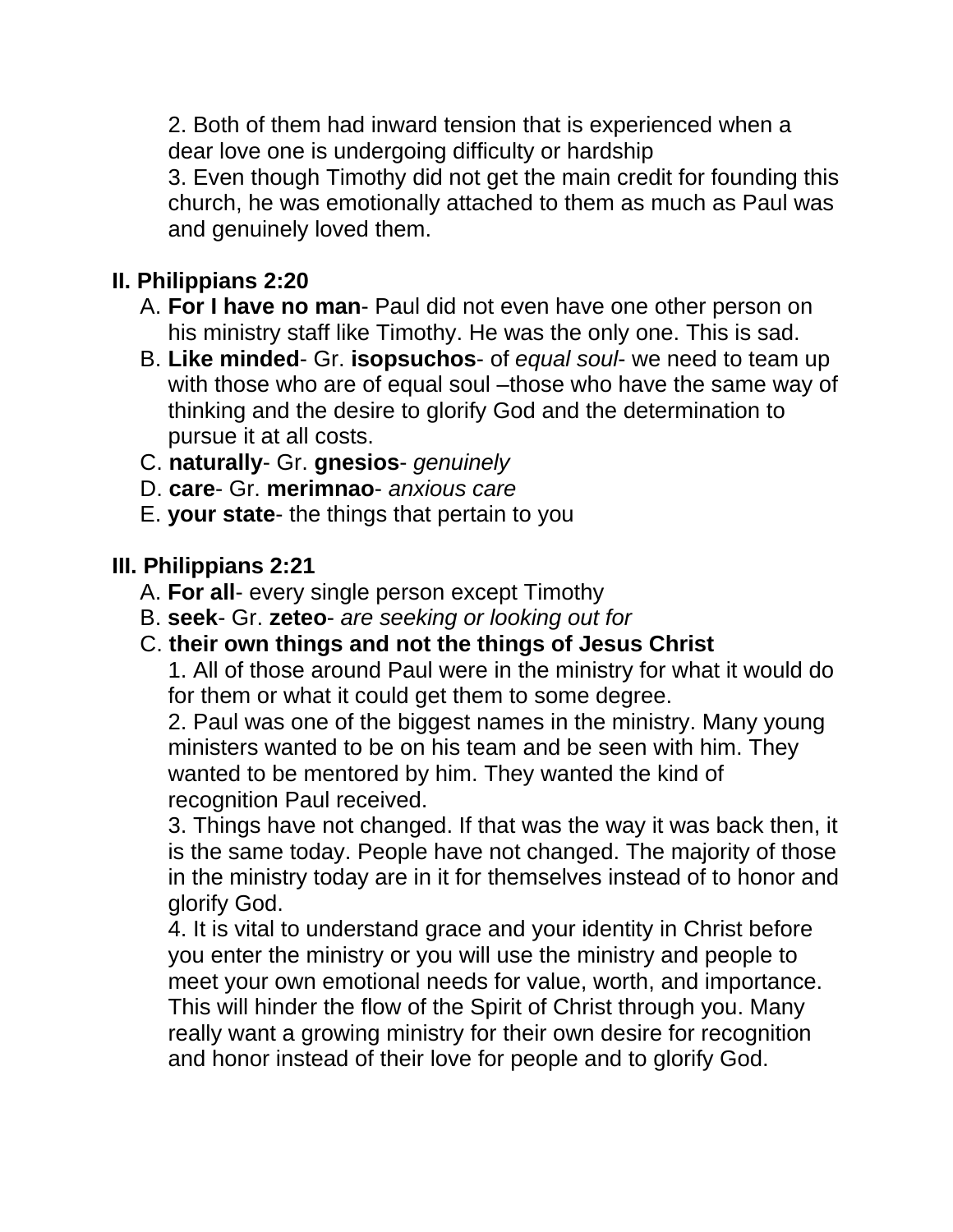2. Both of them had inward tension that is experienced when a dear love one is undergoing difficulty or hardship
3. Even though Timothy did not get the main credit for founding this church, he was emotionally attached to them as much as Paul was and genuinely loved them.

**II. Philippians 2:20**

A. **For I have no man**- Paul did not even have one other person on his ministry staff like Timothy. He was the only one. This is sad.
B. **Like minded**- Gr. **isopsuchos**- of *equal soul*- we need to team up with those who are of equal soul –those who have the same way of thinking and the desire to glorify God and the determination to pursue it at all costs.
C. **naturally**- Gr. **gnesios**- *genuinely*
D. **care**- Gr. **merimnao**- *anxious care*
E. **your state**- the things that pertain to you

**III. Philippians 2:21**

A. **For all**- every single person except Timothy
B. **seek**- Gr. **zeteo**- *are seeking or looking out for*
C. **their own things and not the things of Jesus Christ**
1. All of those around Paul were in the ministry for what it would do for them or what it could get them to some degree.
2. Paul was one of the biggest names in the ministry. Many young ministers wanted to be on his team and be seen with him. They wanted to be mentored by him. They wanted the kind of recognition Paul received.
3. Things have not changed. If that was the way it was back then, it is the same today. People have not changed. The majority of those in the ministry today are in it for themselves instead of to honor and glorify God.
4. It is vital to understand grace and your identity in Christ before you enter the ministry or you will use the ministry and people to meet your own emotional needs for value, worth, and importance. This will hinder the flow of the Spirit of Christ through you. Many really want a growing ministry for their own desire for recognition and honor instead of their love for people and to glorify God.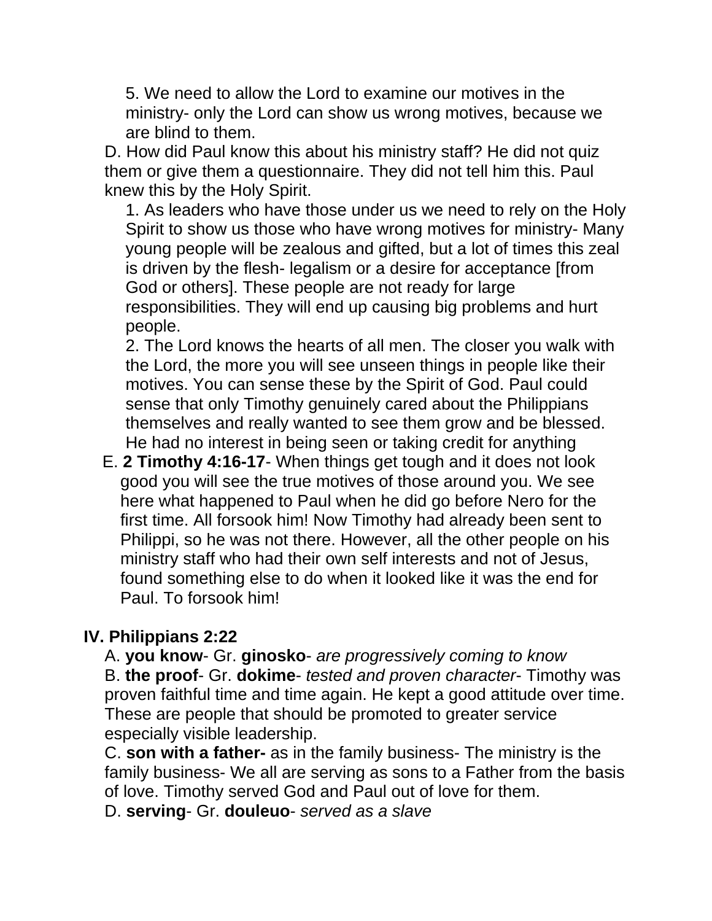5. We need to allow the Lord to examine our motives in the ministry- only the Lord can show us wrong motives, because we are blind to them.

D. How did Paul know this about his ministry staff? He did not quiz them or give them a questionnaire. They did not tell him this. Paul knew this by the Holy Spirit.

1. As leaders who have those under us we need to rely on the Holy Spirit to show us those who have wrong motives for ministry- Many young people will be zealous and gifted, but a lot of times this zeal is driven by the flesh- legalism or a desire for acceptance [from God or others]. These people are not ready for large responsibilities. They will end up causing big problems and hurt people.

2. The Lord knows the hearts of all men. The closer you walk with the Lord, the more you will see unseen things in people like their motives. You can sense these by the Spirit of God. Paul could sense that only Timothy genuinely cared about the Philippians themselves and really wanted to see them grow and be blessed. He had no interest in being seen or taking credit for anything

E. **2 Timothy 4:16-17**- When things get tough and it does not look good you will see the true motives of those around you. We see here what happened to Paul when he did go before Nero for the first time. All forsook him! Now Timothy had already been sent to Philippi, so he was not there. However, all the other people on his ministry staff who had their own self interests and not of Jesus, found something else to do when it looked like it was the end for Paul. To forsook him!

## IV. Philippians 2:22

A. **you know**- Gr. **ginosko**- *are progressively coming to know*

B. **the proof**- Gr. **dokime**- *tested and proven character*- Timothy was proven faithful time and time again. He kept a good attitude over time. These are people that should be promoted to greater service especially visible leadership.

C. **son with a father-** as in the family business- The ministry is the family business- We all are serving as sons to a Father from the basis of love. Timothy served God and Paul out of love for them.

D. **serving**- Gr. **douleuo**- *served as a slave*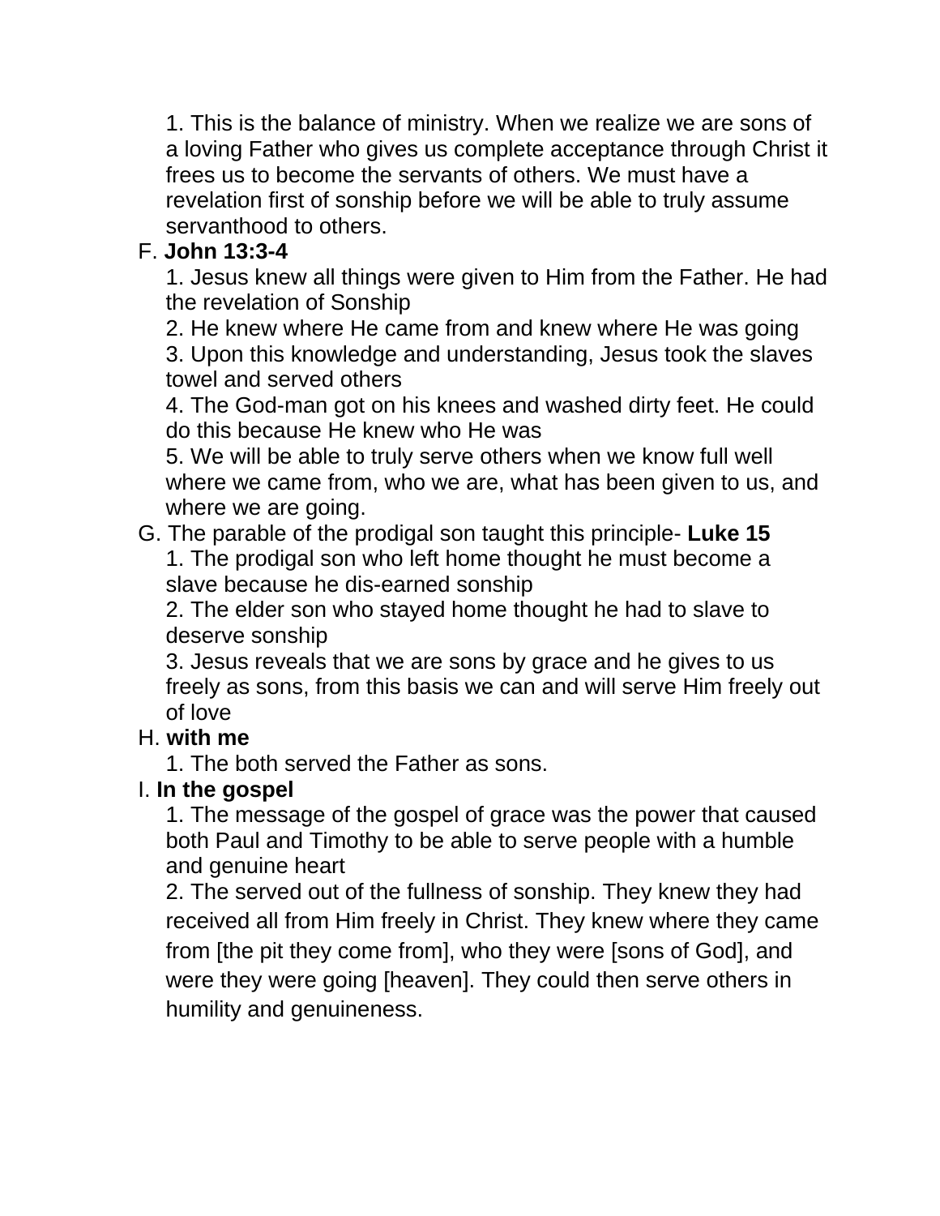1. This is the balance of ministry. When we realize we are sons of a loving Father who gives us complete acceptance through Christ it frees us to become the servants of others. We must have a revelation first of sonship before we will be able to truly assume servanthood to others.

F. **John 13:3-4**

1. Jesus knew all things were given to Him from the Father. He had the revelation of Sonship
2. He knew where He came from and knew where He was going
3. Upon this knowledge and understanding, Jesus took the slaves towel and served others
4. The God-man got on his knees and washed dirty feet. He could do this because He knew who He was
5. We will be able to truly serve others when we know full well where we came from, who we are, what has been given to us, and where we are going.

G. The parable of the prodigal son taught this principle- **Luke 15**

1. The prodigal son who left home thought he must become a slave because he dis-earned sonship
2. The elder son who stayed home thought he had to slave to deserve sonship
3. Jesus reveals that we are sons by grace and he gives to us freely as sons, from this basis we can and will serve Him freely out of love

H. **with me**

1. The both served the Father as sons.

I. **In the gospel**

1. The message of the gospel of grace was the power that caused both Paul and Timothy to be able to serve people with a humble and genuine heart
2. The served out of the fullness of sonship. They knew they had received all from Him freely in Christ. They knew where they came from [the pit they come from], who they were [sons of God], and were they were going [heaven]. They could then serve others in humility and genuineness.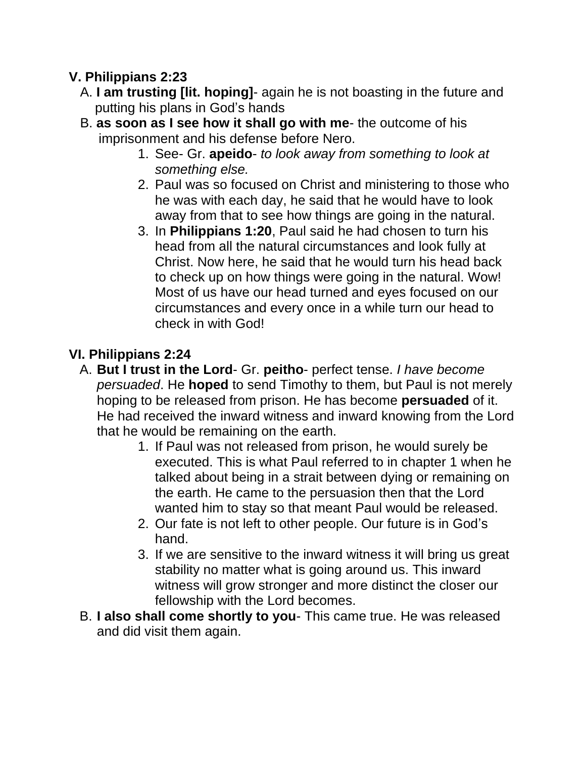### V. Philippians 2:23

A. **I am trusting [lit. hoping]**- again he is not boasting in the future and putting his plans in God's hands

B. **as soon as I see how it shall go with me**- the outcome of his imprisonment and his defense before Nero.

1. See- Gr. **apeido**- *to look away from something to look at something else.*
2. Paul was so focused on Christ and ministering to those who he was with each day, he said that he would have to look away from that to see how things are going in the natural.
3. In **Philippians 1:20**, Paul said he had chosen to turn his head from all the natural circumstances and look fully at Christ. Now here, he said that he would turn his head back to check up on how things were going in the natural. Wow! Most of us have our head turned and eyes focused on our circumstances and every once in a while turn our head to check in with God!

### VI. Philippians 2:24

A. **But I trust in the Lord**- Gr. **peitho**- perfect tense. *I have become persuaded*. He **hoped** to send Timothy to them, but Paul is not merely hoping to be released from prison. He has become **persuaded** of it. He had received the inward witness and inward knowing from the Lord that he would be remaining on the earth.

1. If Paul was not released from prison, he would surely be executed. This is what Paul referred to in chapter 1 when he talked about being in a strait between dying or remaining on the earth. He came to the persuasion then that the Lord wanted him to stay so that meant Paul would be released.
2. Our fate is not left to other people. Our future is in God's hand.
3. If we are sensitive to the inward witness it will bring us great stability no matter what is going around us. This inward witness will grow stronger and more distinct the closer our fellowship with the Lord becomes.

B. **I also shall come shortly to you**- This came true. He was released and did visit them again.